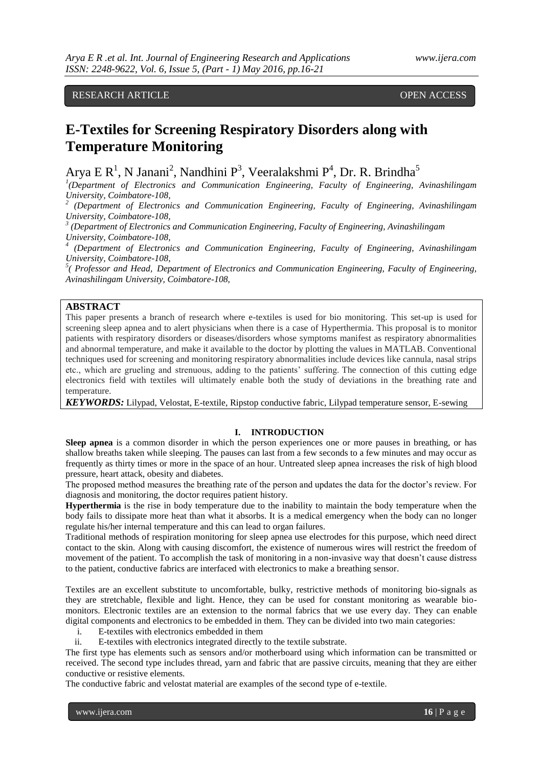RESEARCH ARTICLE OPEN ACCESS

# E-Textiles for Screening Respiratory Disorders along with Temperature Monitoring

Arya E R[1], N Janani[2], Nandhini P[3], Veeralakshmi P[4], Dr. R. Brindha[5]

[1](Department of Electronics and Communication Engineering, Faculty of Engineering, Avinashilingam University, Coimbatore-108,
[2] (Department of Electronics and Communication Engineering, Faculty of Engineering, Avinashilingam University, Coimbatore-108,
[3] (Department of Electronics and Communication Engineering, Faculty of Engineering, Avinashilingam University, Coimbatore-108,
[4] (Department of Electronics and Communication Engineering, Faculty of Engineering, Avinashilingam University, Coimbatore-108,
[5]( Professor and Head, Department of Electronics and Communication Engineering, Faculty of Engineering, Avinashilingam University, Coimbatore-108,

## ABSTRACT

This paper presents a branch of research where e-textiles is used for bio monitoring. This set-up is used for screening sleep apnea and to alert physicians when there is a case of Hyperthermia. This proposal is to monitor patients with respiratory disorders or diseases/disorders whose symptoms manifest as respiratory abnormalities and abnormal temperature, and make it available to the doctor by plotting the values in MATLAB. Conventional techniques used for screening and monitoring respiratory abnormalities include devices like cannula, nasal strips etc., which are grueling and strenuous, adding to the patients' suffering. The connection of this cutting edge electronics field with textiles will ultimately enable both the study of deviations in the breathing rate and temperature.

***KEYWORDS:*** Lilypad, Velostat, E-textile, Ripstop conductive fabric, Lilypad temperature sensor, E-sewing

## I. INTRODUCTION

**Sleep apnea** is a common disorder in which the person experiences one or more pauses in breathing, or has shallow breaths taken while sleeping. The pauses can last from a few seconds to a few minutes and may occur as frequently as thirty times or more in the space of an hour. Untreated sleep apnea increases the risk of high blood pressure, heart attack, obesity and diabetes.

The proposed method measures the breathing rate of the person and updates the data for the doctor's review. For diagnosis and monitoring, the doctor requires patient history.

**Hyperthermia** is the rise in body temperature due to the inability to maintain the body temperature when the body fails to dissipate more heat than what it absorbs. It is a medical emergency when the body can no longer regulate his/her internal temperature and this can lead to organ failures.

Traditional methods of respiration monitoring for sleep apnea use electrodes for this purpose, which need direct contact to the skin. Along with causing discomfort, the existence of numerous wires will restrict the freedom of movement of the patient. To accomplish the task of monitoring in a non-invasive way that doesn't cause distress to the patient, conductive fabrics are interfaced with electronics to make a breathing sensor.

Textiles are an excellent substitute to uncomfortable, bulky, restrictive methods of monitoring bio-signals as they are stretchable, flexible and light. Hence, they can be used for constant monitoring as wearable bio-monitors. Electronic textiles are an extension to the normal fabrics that we use every day. They can enable digital components and electronics to be embedded in them. They can be divided into two main categories:

i. E-textiles with electronics embedded in them
ii. E-textiles with electronics integrated directly to the textile substrate.

The first type has elements such as sensors and/or motherboard using which information can be transmitted or received. The second type includes thread, yarn and fabric that are passive circuits, meaning that they are either conductive or resistive elements.

The conductive fabric and velostat material are examples of the second type of e-textile.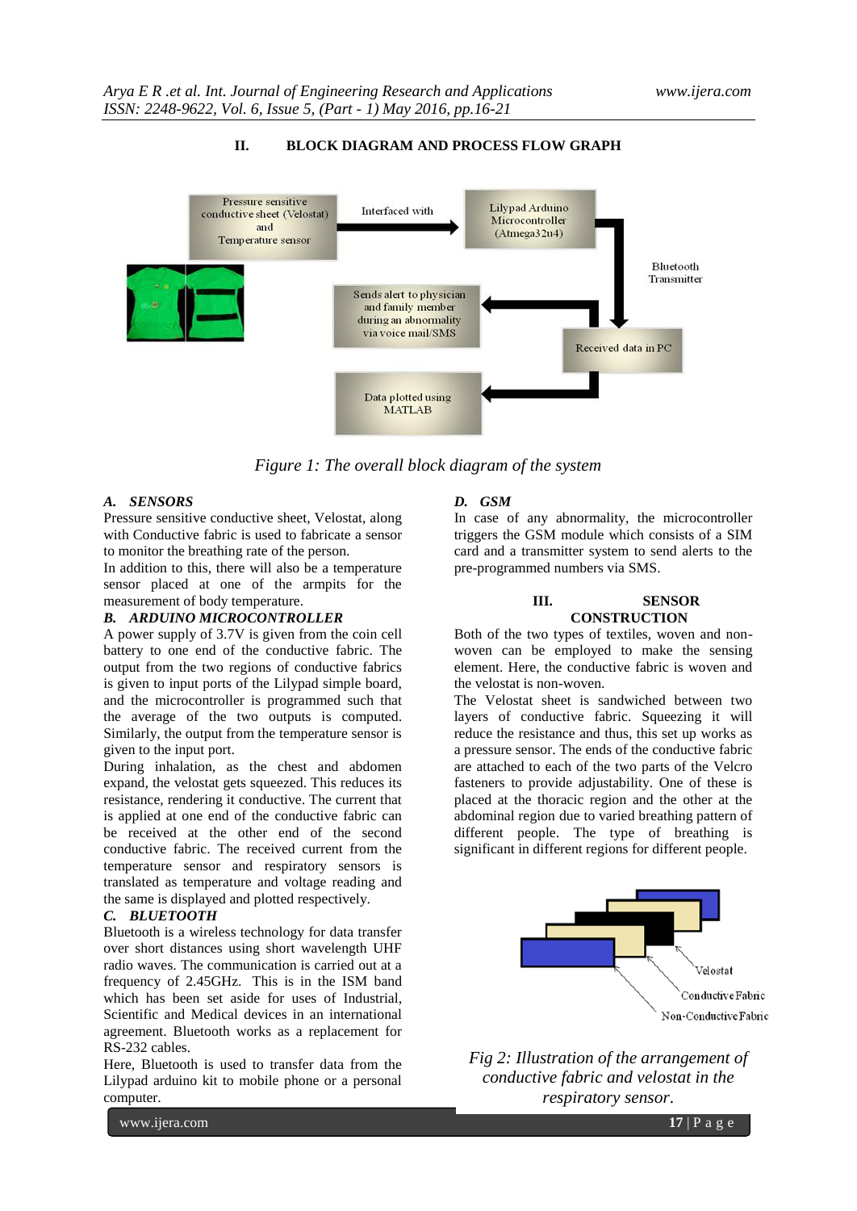## II. BLOCK DIAGRAM AND PROCESS FLOW GRAPH

Figure 1: The overall block diagram of the system

### A. SENSORS

Pressure sensitive conductive sheet, Velostat, along with Conductive fabric is used to fabricate a sensor to monitor the breathing rate of the person.

In addition to this, there will also be a temperature sensor placed at one of the armpits for the measurement of body temperature.

### B. ARDUINO MICROCONTROLLER

A power supply of 3.7V is given from the coin cell battery to one end of the conductive fabric. The output from the two regions of conductive fabrics is given to input ports of the Lilypad simple board, and the microcontroller is programmed such that the average of the two outputs is computed. Similarly, the output from the temperature sensor is given to the input port.

During inhalation, as the chest and abdomen expand, the velostat gets squeezed. This reduces its resistance, rendering it conductive. The current that is applied at one end of the conductive fabric can be received at the other end of the second conductive fabric. The received current from the temperature sensor and respiratory sensors is translated as temperature and voltage reading and the same is displayed and plotted respectively.

### C. BLUETOOTH

Bluetooth is a wireless technology for data transfer over short distances using short wavelength UHF radio waves. The communication is carried out at a frequency of 2.45GHz. This is in the ISM band which has been set aside for uses of Industrial, Scientific and Medical devices in an international agreement. Bluetooth works as a replacement for RS-232 cables.

Here, Bluetooth is used to transfer data from the Lilypad arduino kit to mobile phone or a personal computer.

### D. GSM

In case of any abnormality, the microcontroller triggers the GSM module which consists of a SIM card and a transmitter system to send alerts to the pre-programmed numbers via SMS.

## III. SENSOR CONSTRUCTION

Both of the two types of textiles, woven and non-woven can be employed to make the sensing element. Here, the conductive fabric is woven and the velostat is non-woven.

The Velostat sheet is sandwiched between two layers of conductive fabric. Squeezing it will reduce the resistance and thus, this set up works as a pressure sensor. The ends of the conductive fabric are attached to each of the two parts of the Velcro fasteners to provide adjustability. One of these is placed at the thoracic region and the other at the abdominal region due to varied breathing pattern of different people. The type of breathing is significant in different regions for different people.

Fig 2: Illustration of the arrangement of conductive fabric and velostat in the respiratory sensor.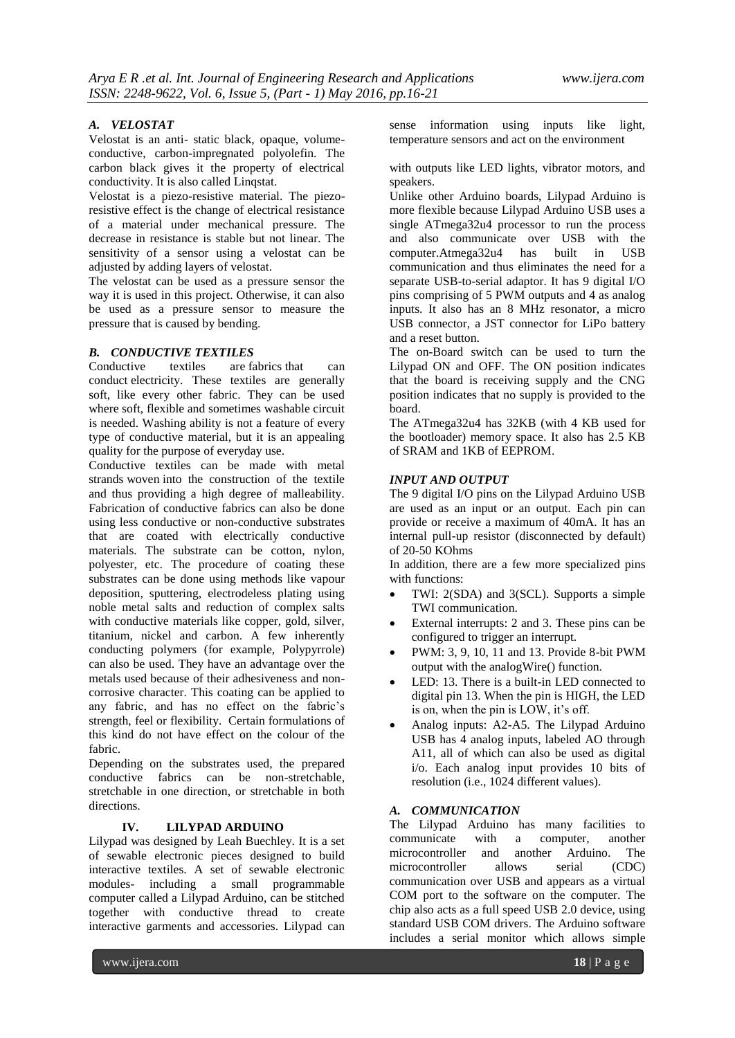### *A. VELOSTAT*

Velostat is an anti- static black, opaque, volume-conductive, carbon-impregnated polyolefin. The carbon black gives it the property of electrical conductivity. It is also called Linqstat.

Velostat is a piezo-resistive material. The piezo-resistive effect is the change of electrical resistance of a material under mechanical pressure. The decrease in resistance is stable but not linear. The sensitivity of a sensor using a velostat can be adjusted by adding layers of velostat.

The velostat can be used as a pressure sensor the way it is used in this project. Otherwise, it can also be used as a pressure sensor to measure the pressure that is caused by bending.

### *B. CONDUCTIVE TEXTILES*

Conductive textiles are fabrics that can conduct electricity. These textiles are generally soft, like every other fabric. They can be used where soft, flexible and sometimes washable circuit is needed. Washing ability is not a feature of every type of conductive material, but it is an appealing quality for the purpose of everyday use.

Conductive textiles can be made with metal strands woven into the construction of the textile and thus providing a high degree of malleability. Fabrication of conductive fabrics can also be done using less conductive or non-conductive substrates that are coated with electrically conductive materials. The substrate can be cotton, nylon, polyester, etc. The procedure of coating these substrates can be done using methods like vapour deposition, sputtering, electrodeless plating using noble metal salts and reduction of complex salts with conductive materials like copper, gold, silver, titanium, nickel and carbon. A few inherently conducting polymers (for example, Polypyrrole) can also be used. They have an advantage over the metals used because of their adhesiveness and non-corrosive character. This coating can be applied to any fabric, and has no effect on the fabric's strength, feel or flexibility. Certain formulations of this kind do not have effect on the colour of the fabric.

Depending on the substrates used, the prepared conductive fabrics can be non-stretchable, stretchable in one direction, or stretchable in both directions.

## IV. LILYPAD ARDUINO

Lilypad was designed by Leah Buechley. It is a set of sewable electronic pieces designed to build interactive textiles. A set of sewable electronic modules- including a small programmable computer called a Lilypad Arduino, can be stitched together with conductive thread to create interactive garments and accessories. Lilypad can sense information using inputs like light, temperature sensors and act on the environment

with outputs like LED lights, vibrator motors, and speakers.

Unlike other Arduino boards, Lilypad Arduino is more flexible because Lilypad Arduino USB uses a single ATmega32u4 processor to run the process and also communicate over USB with the computer.Atmega32u4 has built in USB communication and thus eliminates the need for a separate USB-to-serial adaptor. It has 9 digital I/O pins comprising of 5 PWM outputs and 4 as analog inputs. It also has an 8 MHz resonator, a micro USB connector, a JST connector for LiPo battery and a reset button.

The on-Board switch can be used to turn the Lilypad ON and OFF. The ON position indicates that the board is receiving supply and the CNG position indicates that no supply is provided to the board.

The ATmega32u4 has 32KB (with 4 KB used for the bootloader) memory space. It also has 2.5 KB of SRAM and 1KB of EEPROM.

### *INPUT AND OUTPUT*

The 9 digital I/O pins on the Lilypad Arduino USB are used as an input or an output. Each pin can provide or receive a maximum of 40mA. It has an internal pull-up resistor (disconnected by default) of 20-50 KOhms

In addition, there are a few more specialized pins with functions:

- TWI: 2(SDA) and 3(SCL). Supports a simple TWI communication.
- External interrupts: 2 and 3. These pins can be configured to trigger an interrupt.
- PWM: 3, 9, 10, 11 and 13. Provide 8-bit PWM output with the analogWire() function.
- LED: 13. There is a built-in LED connected to digital pin 13. When the pin is HIGH, the LED is on, when the pin is LOW, it's off.
- Analog inputs: A2-A5. The Lilypad Arduino USB has 4 analog inputs, labeled AO through A11, all of which can also be used as digital i/o. Each analog input provides 10 bits of resolution (i.e., 1024 different values).

### *A. COMMUNICATION*

The Lilypad Arduino has many facilities to communicate with a computer, another microcontroller and another Arduino. The microcontroller allows serial (CDC) communication over USB and appears as a virtual COM port to the software on the computer. The chip also acts as a full speed USB 2.0 device, using standard USB COM drivers. The Arduino software includes a serial monitor which allows simple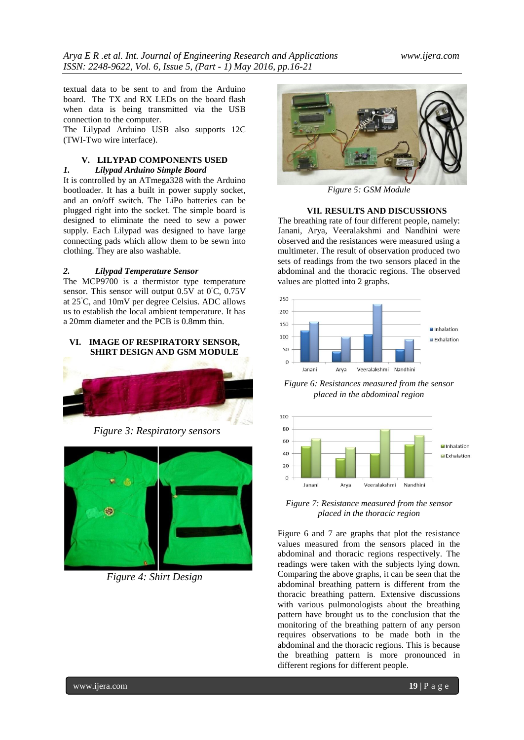textual data to be sent to and from the Arduino board. The TX and RX LEDs on the board flash when data is being transmitted via the USB connection to the computer.

The Lilypad Arduino USB also supports 12C (TWI-Two wire interface).

## V. LILYPAD COMPONENTS USED

### *1. Lilypad Arduino Simple Board*

It is controlled by an ATmega328 with the Arduino bootloader. It has a built in power supply socket, and an on/off switch. The LiPo batteries can be plugged right into the socket. The simple board is designed to eliminate the need to sew a power supply. Each Lilypad was designed to have large connecting pads which allow them to be sewn into clothing. They are also washable.

### *2. Lilypad Temperature Sensor*

The MCP9700 is a thermistor type temperature sensor. This sensor will output 0.5V at 0°C, 0.75V at 25°C, and 10mV per degree Celsius. ADC allows us to establish the local ambient temperature. It has a 20mm diameter and the PCB is 0.8mm thin.

## VI. IMAGE OF RESPIRATORY SENSOR, SHIRT DESIGN AND GSM MODULE

*Figure 3: Respiratory sensors*

*Figure 4: Shirt Design*

*Figure 5: GSM Module*

## VII. RESULTS AND DISCUSSIONS

The breathing rate of four different people, namely: Janani, Arya, Veeralakshmi and Nandhini were observed and the resistances were measured using a multimeter. The result of observation produced two sets of readings from the two sensors placed in the abdominal and the thoracic regions. The observed values are plotted into 2 graphs.

*Figure 6: Resistances measured from the sensor placed in the abdominal region*

*Figure 7: Resistance measured from the sensor placed in the thoracic region*

Figure 6 and 7 are graphs that plot the resistance values measured from the sensors placed in the abdominal and thoracic regions respectively. The readings were taken with the subjects lying down. Comparing the above graphs, it can be seen that the abdominal breathing pattern is different from the thoracic breathing pattern. Extensive discussions with various pulmonologists about the breathing pattern have brought us to the conclusion that the monitoring of the breathing pattern of any person requires observations to be made both in the abdominal and the thoracic regions. This is because the breathing pattern is more pronounced in different regions for different people.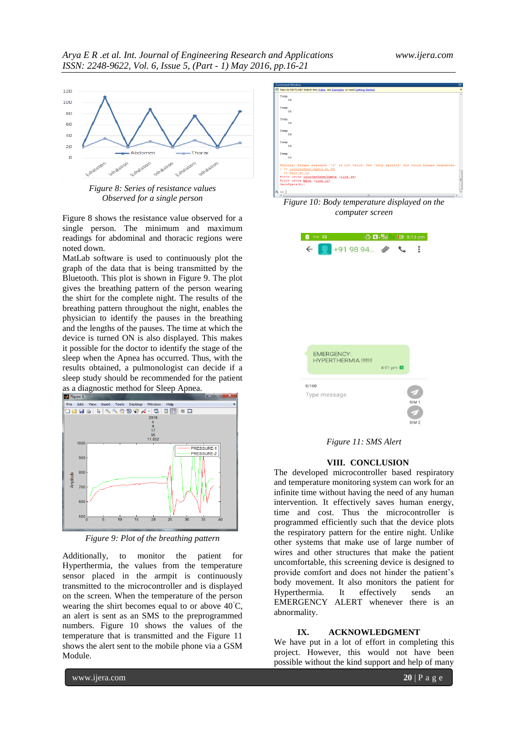Figure 8: Series of resistance values Observed for a single person

Figure 8 shows the resistance value observed for a single person. The minimum and maximum readings for abdominal and thoracic regions were noted down.

MatLab software is used to continuously plot the graph of the data that is being transmitted by the Bluetooth. This plot is shown in Figure 9. The plot gives the breathing pattern of the person wearing the shirt for the complete night. The results of the breathing pattern throughout the night, enables the physician to identify the pauses in the breathing and the lengths of the pauses. The time at which the device is turned ON is also displayed. This makes it possible for the doctor to identify the stage of the sleep when the Apnea has occurred. Thus, with the results obtained, a pulmonologist can decide if a sleep study should be recommended for the patient as a diagnostic method for Sleep Apnea.

Figure 9: Plot of the breathing pattern

Additionally, to monitor the patient for Hyperthermia, the values from the temperature sensor placed in the armpit is continuously transmitted to the microcontroller and is displayed on the screen. When the temperature of the person wearing the shirt becomes equal to or above 40˚C, an alert is sent as an SMS to the preprogrammed numbers. Figure 10 shows the values of the temperature that is transmitted and the Figure 11 shows the alert sent to the mobile phone via a GSM Module.

Figure 10: Body temperature displayed on the computer screen

Figure 11: SMS Alert

## VIII. CONCLUSION

The developed microcontroller based respiratory and temperature monitoring system can work for an infinite time without having the need of any human intervention. It effectively saves human energy, time and cost. Thus the microcontroller is programmed efficiently such that the device plots the respiratory pattern for the entire night. Unlike other systems that make use of large number of wires and other structures that make the patient uncomfortable, this screening device is designed to provide comfort and does not hinder the patient's body movement. It also monitors the patient for Hyperthermia. It effectively sends an EMERGENCY ALERT whenever there is an abnormality.

## IX. ACKNOWLEDGMENT

We have put in a lot of effort in completing this project. However, this would not have been possible without the kind support and help of many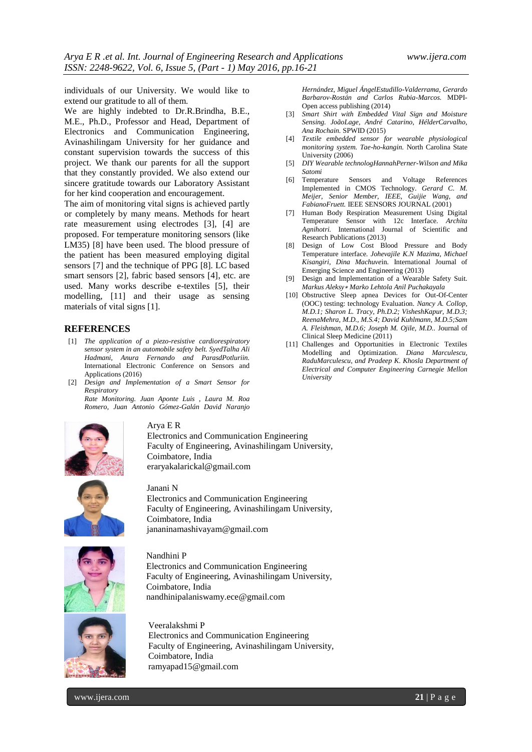individuals of our University. We would like to extend our gratitude to all of them.

We are highly indebted to Dr.R.Brindha, B.E., M.E., Ph.D., Professor and Head, Department of Electronics and Communication Engineering, Avinashilingam University for her guidance and constant supervision towards the success of this project. We thank our parents for all the support that they constantly provided. We also extend our sincere gratitude towards our Laboratory Assistant for her kind cooperation and encouragement.

The aim of monitoring vital signs is achieved partly or completely by many means. Methods for heart rate measurement using electrodes [3], [4] are proposed. For temperature monitoring sensors (like LM35) [8] have been used. The blood pressure of the patient has been measured employing digital sensors [7] and the technique of PPG [8]. LC based smart sensors [2], fabric based sensors [4], etc. are used. Many works describe e-textiles [5], their modelling, [11] and their usage as sensing materials of vital signs [1].

## REFERENCES

[1] *The application of a piezo-resistive cardiorespiratory sensor system in an automobile safety belt. SyedTalha Ali Hadmani, Anura Fernando and ParasdPotluriin.* International Electronic Conference on Sensors and Applications (2016)

[2] *Design and Implementation of a Smart Sensor for Respiratory Rate Monitoring. Juan Aponte Luis , Laura M. Roa Romero, Juan Antonio Gómez-Galán David Naranjo Hernández, Miguel ÁngelEstudillo-Valderrama, Gerardo Barbarov-Rostán and Carlos Rubia-Marcos.* MDPI-Open access publishing (2014)

[3] *Smart Shirt with Embedded Vital Sign and Moisture Sensing. JoãoLage, André Catarino, HélderCarvalho, Ana Rochain.* SPWID (2015)

[4] *Textile embedded sensor for wearable physiological monitoring system. Tae-ho-kangin.* North Carolina State University (2006)

[5] *DIY Wearable technologHannahPerner-Wilson and Mika Satomi*

[6] Temperature Sensors and Voltage References Implemented in CMOS Technology. *Gerard C. M. Meijer, Senior Member, IEEE, Guijie Wang, and FabianoFruett.* IEEE SENSORS JOURNAL (2001)

[7] Human Body Respiration Measurement Using Digital Temperature Sensor with 12c Interface. *Archita Agnihotri.* International Journal of Scientific and Research Publications (2013)

[8] Design of Low Cost Blood Pressure and Body Temperature interface. *Johevajile K.N Mazima, Michael Kisangiri, Dina Machuve*in. International Journal of Emerging Science and Engineering (2013)

[9] Design and Implementation of a Wearable Safety Suit. *Markus Aleksy∗ Marko Lehtola Anil Puchakayala*

[10] Obstructive Sleep apnea Devices for Out-Of-Center (OOC) testing: technology Evaluation. *Nancy A. Collop, M.D.1; Sharon L. Tracy, Ph.D.2; VisheshKapur, M.D.3; ReenaMehra, M.D., M.S.4; David Kuhlmann, M.D.5;Sam A. Fleishman, M.D.6; Joseph M. Ojile, M.D..* Journal of Clinical Sleep Medicine (2011)

[11] Challenges and Opportunities in Electronic Textiles Modelling and Optimization. *Diana Marculescu, RaduMarculescu, and Pradeep K. Khosla Department of Electrical and Computer Engineering Carnegie Mellon University*

Arya E R
Electronics and Communication Engineering
Faculty of Engineering, Avinashilingam University,
Coimbatore, India
eraryakalarickal@gmail.com

Janani N
Electronics and Communication Engineering
Faculty of Engineering, Avinashilingam University,
Coimbatore, India
jananinamashivayam@gmail.com

Nandhini P
Electronics and Communication Engineering
Faculty of Engineering, Avinashilingam University,
Coimbatore, India
nandhinipalaniswamy.ece@gmail.com

Veeralakshmi P
Electronics and Communication Engineering
Faculty of Engineering, Avinashilingam University,
Coimbatore, India
ramyapad15@gmail.com